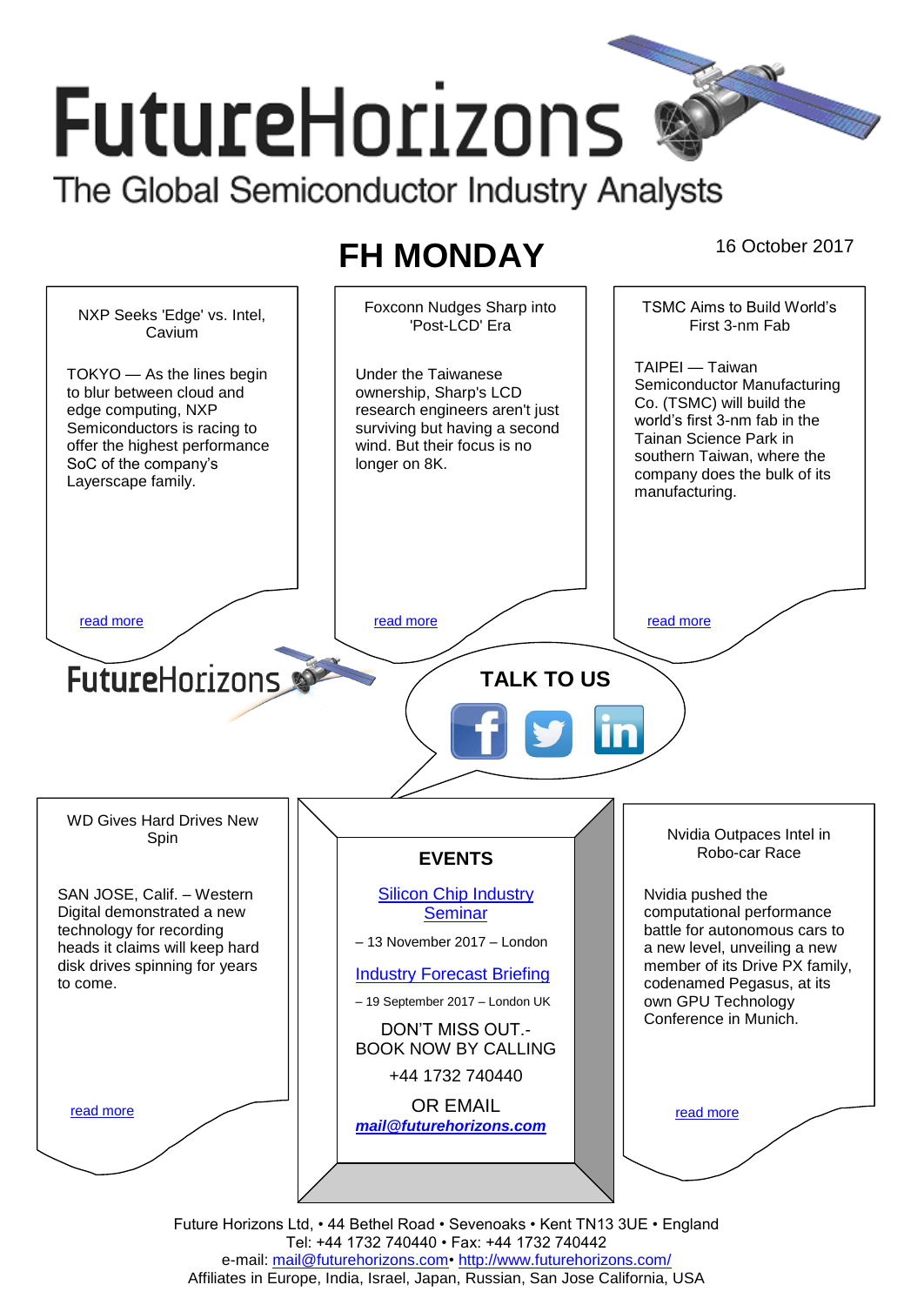# FutureHorizons

The Global Semiconductor Industry Analysts

## FH MONDAY

16 October 2017

### NXP Seeks 'Edge' vs. Intel, Cavium

TOKYO — As the lines begin to blur between cloud and edge computing, NXP Semiconductors is racing to offer the highest performance SoC of the company's Layerscape family.

read more

### Foxconn Nudges Sharp into 'Post-LCD' Era

Under the Taiwanese ownership, Sharp's LCD research engineers aren't just surviving but having a second wind. But their focus is no longer on 8K.

read more

### TSMC Aims to Build World's First 3-nm Fab

TAIPEI — Taiwan Semiconductor Manufacturing Co. (TSMC) will build the world's first 3-nm fab in the Tainan Science Park in southern Taiwan, where the company does the bulk of its manufacturing.

read more

FutureHorizons

**TALK TO US**

### WD Gives Hard Drives New Spin

SAN JOSE, Calif. – Western Digital demonstrated a new technology for recording heads it claims will keep hard disk drives spinning for years to come.

read more

### EVENTS

Silicon Chip Industry Seminar

– 13 November 2017 – London

Industry Forecast Briefing

– 19 September 2017 – London UK

DON'T MISS OUT.- BOOK NOW BY CALLING

+44 1732 740440

OR EMAIL

***mail@futurehorizons.com***

### Nvidia Outpaces Intel in Robo-car Race

Nvidia pushed the computational performance battle for autonomous cars to a new level, unveiling a new member of its Drive PX family, codenamed Pegasus, at its own GPU Technology Conference in Munich.

read more

Future Horizons Ltd, • 44 Bethel Road • Sevenoaks • Kent TN13 3UE • England
Tel: +44 1732 740440 • Fax: +44 1732 740442
e-mail: mail@futurehorizons.com• http://www.futurehorizons.com/
Affiliates in Europe, India, Israel, Japan, Russian, San Jose California, USA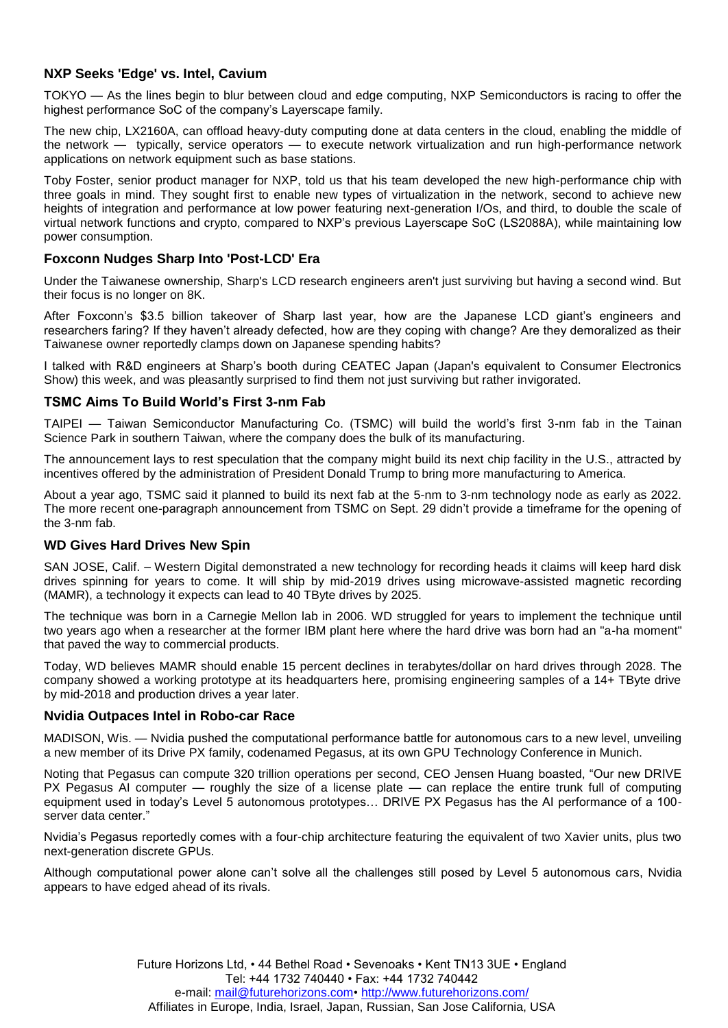### NXP Seeks 'Edge' vs. Intel, Cavium

TOKYO — As the lines begin to blur between cloud and edge computing, NXP Semiconductors is racing to offer the highest performance SoC of the company's Layerscape family.

The new chip, LX2160A, can offload heavy-duty computing done at data centers in the cloud, enabling the middle of the network — typically, service operators — to execute network virtualization and run high-performance network applications on network equipment such as base stations.

Toby Foster, senior product manager for NXP, told us that his team developed the new high-performance chip with three goals in mind. They sought first to enable new types of virtualization in the network, second to achieve new heights of integration and performance at low power featuring next-generation I/Os, and third, to double the scale of virtual network functions and crypto, compared to NXP's previous Layerscape SoC (LS2088A), while maintaining low power consumption.

### Foxconn Nudges Sharp Into 'Post-LCD' Era

Under the Taiwanese ownership, Sharp's LCD research engineers aren't just surviving but having a second wind. But their focus is no longer on 8K.

After Foxconn's $3.5 billion takeover of Sharp last year, how are the Japanese LCD giant's engineers and researchers faring? If they haven't already defected, how are they coping with change? Are they demoralized as their Taiwanese owner reportedly clamps down on Japanese spending habits?

I talked with R&D engineers at Sharp's booth during CEATEC Japan (Japan's equivalent to Consumer Electronics Show) this week, and was pleasantly surprised to find them not just surviving but rather invigorated.

### TSMC Aims To Build World's First 3-nm Fab

TAIPEI — Taiwan Semiconductor Manufacturing Co. (TSMC) will build the world's first 3-nm fab in the Tainan Science Park in southern Taiwan, where the company does the bulk of its manufacturing.

The announcement lays to rest speculation that the company might build its next chip facility in the U.S., attracted by incentives offered by the administration of President Donald Trump to bring more manufacturing to America.

About a year ago, TSMC said it planned to build its next fab at the 5-nm to 3-nm technology node as early as 2022. The more recent one-paragraph announcement from TSMC on Sept. 29 didn't provide a timeframe for the opening of the 3-nm fab.

### WD Gives Hard Drives New Spin

SAN JOSE, Calif. – Western Digital demonstrated a new technology for recording heads it claims will keep hard disk drives spinning for years to come. It will ship by mid-2019 drives using microwave-assisted magnetic recording (MAMR), a technology it expects can lead to 40 TByte drives by 2025.

The technique was born in a Carnegie Mellon lab in 2006. WD struggled for years to implement the technique until two years ago when a researcher at the former IBM plant here where the hard drive was born had an "a-ha moment" that paved the way to commercial products.

Today, WD believes MAMR should enable 15 percent declines in terabytes/dollar on hard drives through 2028. The company showed a working prototype at its headquarters here, promising engineering samples of a 14+ TByte drive by mid-2018 and production drives a year later.

### Nvidia Outpaces Intel in Robo-car Race

MADISON, Wis. — Nvidia pushed the computational performance battle for autonomous cars to a new level, unveiling a new member of its Drive PX family, codenamed Pegasus, at its own GPU Technology Conference in Munich.

Noting that Pegasus can compute 320 trillion operations per second, CEO Jensen Huang boasted, "Our new DRIVE PX Pegasus AI computer — roughly the size of a license plate — can replace the entire trunk full of computing equipment used in today's Level 5 autonomous prototypes… DRIVE PX Pegasus has the AI performance of a 100-server data center."

Nvidia's Pegasus reportedly comes with a four-chip architecture featuring the equivalent of two Xavier units, plus two next-generation discrete GPUs.

Although computational power alone can't solve all the challenges still posed by Level 5 autonomous cars, Nvidia appears to have edged ahead of its rivals.